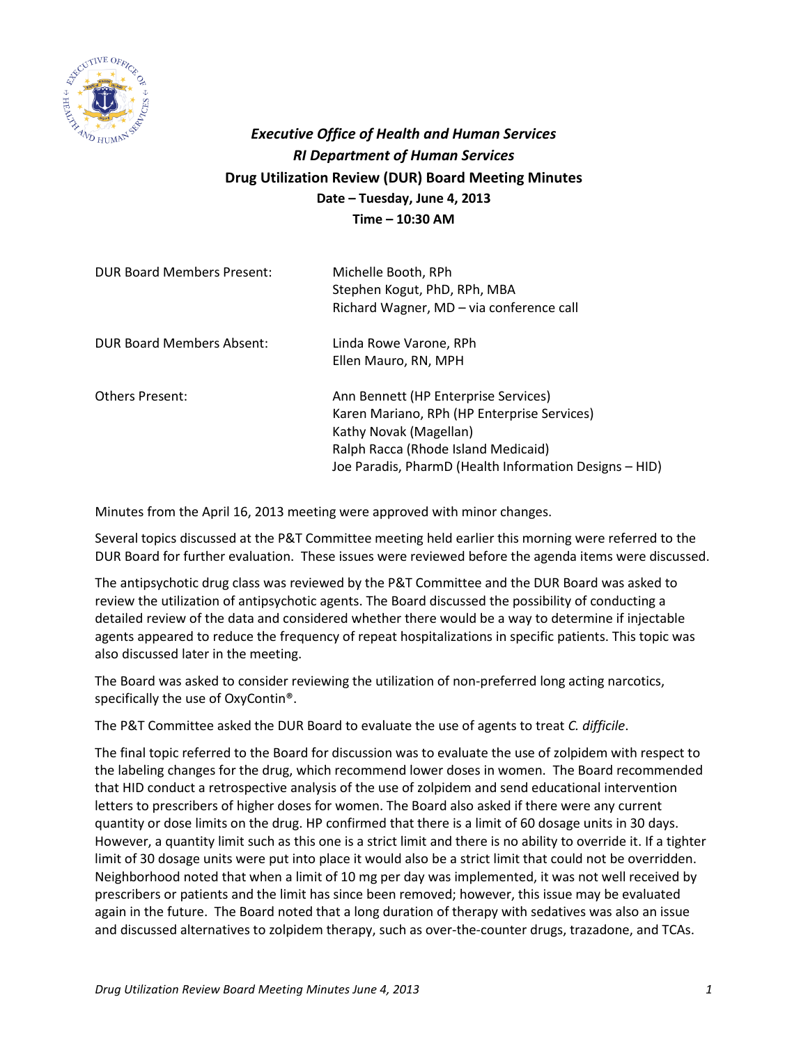***Executive Office of Health and Human Services***

***RI Department of Human Services***

**Drug Utilization Review (DUR) Board Meeting Minutes**

**Date – Tuesday, June 4, 2013**

**Time – 10:30 AM**

| | |
|---|---|
| DUR Board Members Present: | Michelle Booth, RPh<br>Stephen Kogut, PhD, RPh, MBA<br>Richard Wagner, MD – via conference call |
| DUR Board Members Absent: | Linda Rowe Varone, RPh<br>Ellen Mauro, RN, MPH |
| Others Present: | Ann Bennett (HP Enterprise Services)<br>Karen Mariano, RPh (HP Enterprise Services)<br>Kathy Novak (Magellan)<br>Ralph Racca (Rhode Island Medicaid)<br>Joe Paradis, PharmD (Health Information Designs – HID) |

Minutes from the April 16, 2013 meeting were approved with minor changes.

Several topics discussed at the P&T Committee meeting held earlier this morning were referred to the DUR Board for further evaluation. These issues were reviewed before the agenda items were discussed.

The antipsychotic drug class was reviewed by the P&T Committee and the DUR Board was asked to review the utilization of antipsychotic agents. The Board discussed the possibility of conducting a detailed review of the data and considered whether there would be a way to determine if injectable agents appeared to reduce the frequency of repeat hospitalizations in specific patients. This topic was also discussed later in the meeting.

The Board was asked to consider reviewing the utilization of non-preferred long acting narcotics, specifically the use of OxyContin®.

The P&T Committee asked the DUR Board to evaluate the use of agents to treat *C. difficile*.

The final topic referred to the Board for discussion was to evaluate the use of zolpidem with respect to the labeling changes for the drug, which recommend lower doses in women. The Board recommended that HID conduct a retrospective analysis of the use of zolpidem and send educational intervention letters to prescribers of higher doses for women. The Board also asked if there were any current quantity or dose limits on the drug. HP confirmed that there is a limit of 60 dosage units in 30 days. However, a quantity limit such as this one is a strict limit and there is no ability to override it. If a tighter limit of 30 dosage units were put into place it would also be a strict limit that could not be overridden. Neighborhood noted that when a limit of 10 mg per day was implemented, it was not well received by prescribers or patients and the limit has since been removed; however, this issue may be evaluated again in the future. The Board noted that a long duration of therapy with sedatives was also an issue and discussed alternatives to zolpidem therapy, such as over-the-counter drugs, trazadone, and TCAs.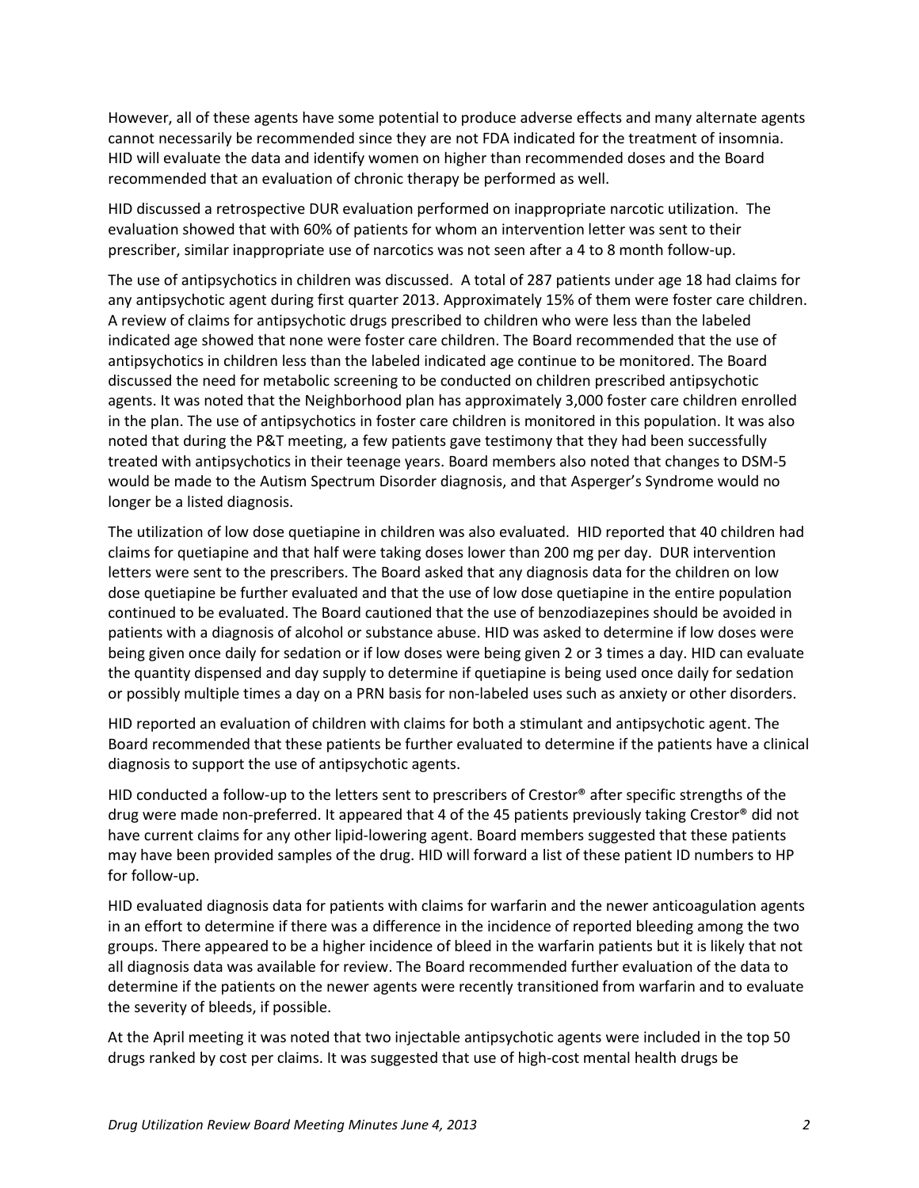However, all of these agents have some potential to produce adverse effects and many alternate agents cannot necessarily be recommended since they are not FDA indicated for the treatment of insomnia. HID will evaluate the data and identify women on higher than recommended doses and the Board recommended that an evaluation of chronic therapy be performed as well.

HID discussed a retrospective DUR evaluation performed on inappropriate narcotic utilization. The evaluation showed that with 60% of patients for whom an intervention letter was sent to their prescriber, similar inappropriate use of narcotics was not seen after a 4 to 8 month follow-up.

The use of antipsychotics in children was discussed. A total of 287 patients under age 18 had claims for any antipsychotic agent during first quarter 2013. Approximately 15% of them were foster care children. A review of claims for antipsychotic drugs prescribed to children who were less than the labeled indicated age showed that none were foster care children. The Board recommended that the use of antipsychotics in children less than the labeled indicated age continue to be monitored. The Board discussed the need for metabolic screening to be conducted on children prescribed antipsychotic agents. It was noted that the Neighborhood plan has approximately 3,000 foster care children enrolled in the plan. The use of antipsychotics in foster care children is monitored in this population. It was also noted that during the P&T meeting, a few patients gave testimony that they had been successfully treated with antipsychotics in their teenage years. Board members also noted that changes to DSM-5 would be made to the Autism Spectrum Disorder diagnosis, and that Asperger's Syndrome would no longer be a listed diagnosis.

The utilization of low dose quetiapine in children was also evaluated. HID reported that 40 children had claims for quetiapine and that half were taking doses lower than 200 mg per day. DUR intervention letters were sent to the prescribers. The Board asked that any diagnosis data for the children on low dose quetiapine be further evaluated and that the use of low dose quetiapine in the entire population continued to be evaluated. The Board cautioned that the use of benzodiazepines should be avoided in patients with a diagnosis of alcohol or substance abuse. HID was asked to determine if low doses were being given once daily for sedation or if low doses were being given 2 or 3 times a day. HID can evaluate the quantity dispensed and day supply to determine if quetiapine is being used once daily for sedation or possibly multiple times a day on a PRN basis for non-labeled uses such as anxiety or other disorders.

HID reported an evaluation of children with claims for both a stimulant and antipsychotic agent. The Board recommended that these patients be further evaluated to determine if the patients have a clinical diagnosis to support the use of antipsychotic agents.

HID conducted a follow-up to the letters sent to prescribers of Crestor® after specific strengths of the drug were made non-preferred. It appeared that 4 of the 45 patients previously taking Crestor® did not have current claims for any other lipid-lowering agent. Board members suggested that these patients may have been provided samples of the drug. HID will forward a list of these patient ID numbers to HP for follow-up.

HID evaluated diagnosis data for patients with claims for warfarin and the newer anticoagulation agents in an effort to determine if there was a difference in the incidence of reported bleeding among the two groups. There appeared to be a higher incidence of bleed in the warfarin patients but it is likely that not all diagnosis data was available for review. The Board recommended further evaluation of the data to determine if the patients on the newer agents were recently transitioned from warfarin and to evaluate the severity of bleeds, if possible.

At the April meeting it was noted that two injectable antipsychotic agents were included in the top 50 drugs ranked by cost per claims. It was suggested that use of high-cost mental health drugs be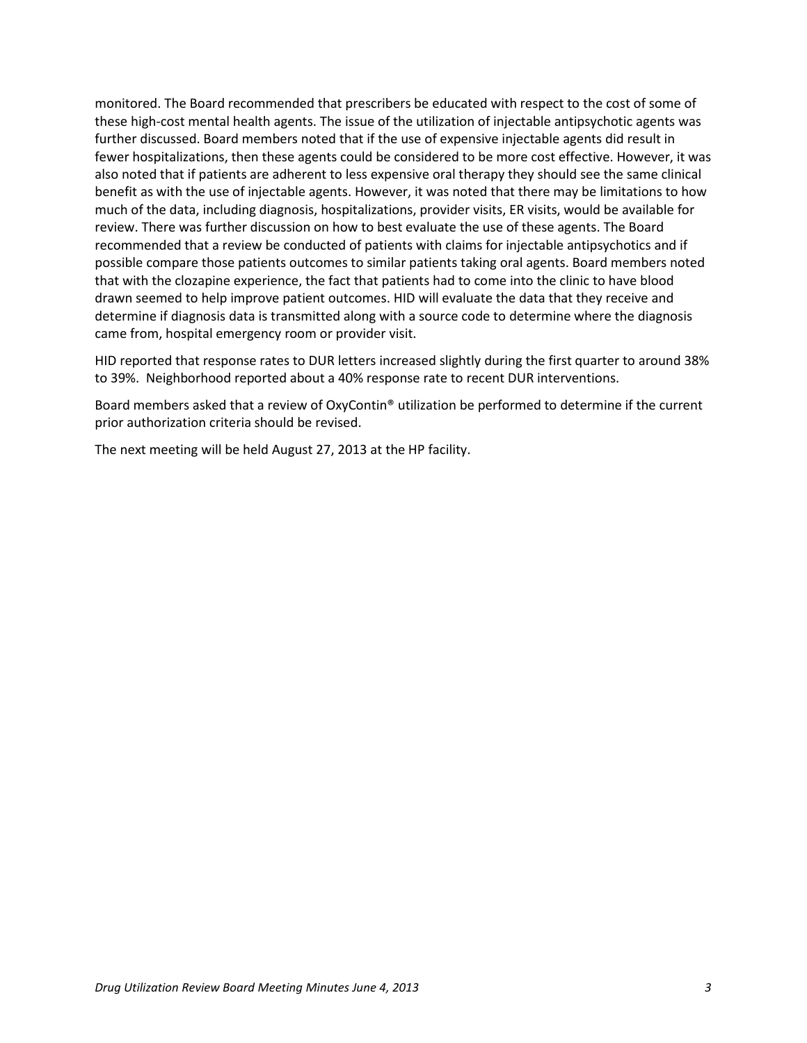monitored. The Board recommended that prescribers be educated with respect to the cost of some of these high-cost mental health agents. The issue of the utilization of injectable antipsychotic agents was further discussed. Board members noted that if the use of expensive injectable agents did result in fewer hospitalizations, then these agents could be considered to be more cost effective. However, it was also noted that if patients are adherent to less expensive oral therapy they should see the same clinical benefit as with the use of injectable agents. However, it was noted that there may be limitations to how much of the data, including diagnosis, hospitalizations, provider visits, ER visits, would be available for review. There was further discussion on how to best evaluate the use of these agents. The Board recommended that a review be conducted of patients with claims for injectable antipsychotics and if possible compare those patients outcomes to similar patients taking oral agents. Board members noted that with the clozapine experience, the fact that patients had to come into the clinic to have blood drawn seemed to help improve patient outcomes. HID will evaluate the data that they receive and determine if diagnosis data is transmitted along with a source code to determine where the diagnosis came from, hospital emergency room or provider visit.

HID reported that response rates to DUR letters increased slightly during the first quarter to around 38% to 39%. Neighborhood reported about a 40% response rate to recent DUR interventions.

Board members asked that a review of OxyContin® utilization be performed to determine if the current prior authorization criteria should be revised.

The next meeting will be held August 27, 2013 at the HP facility.